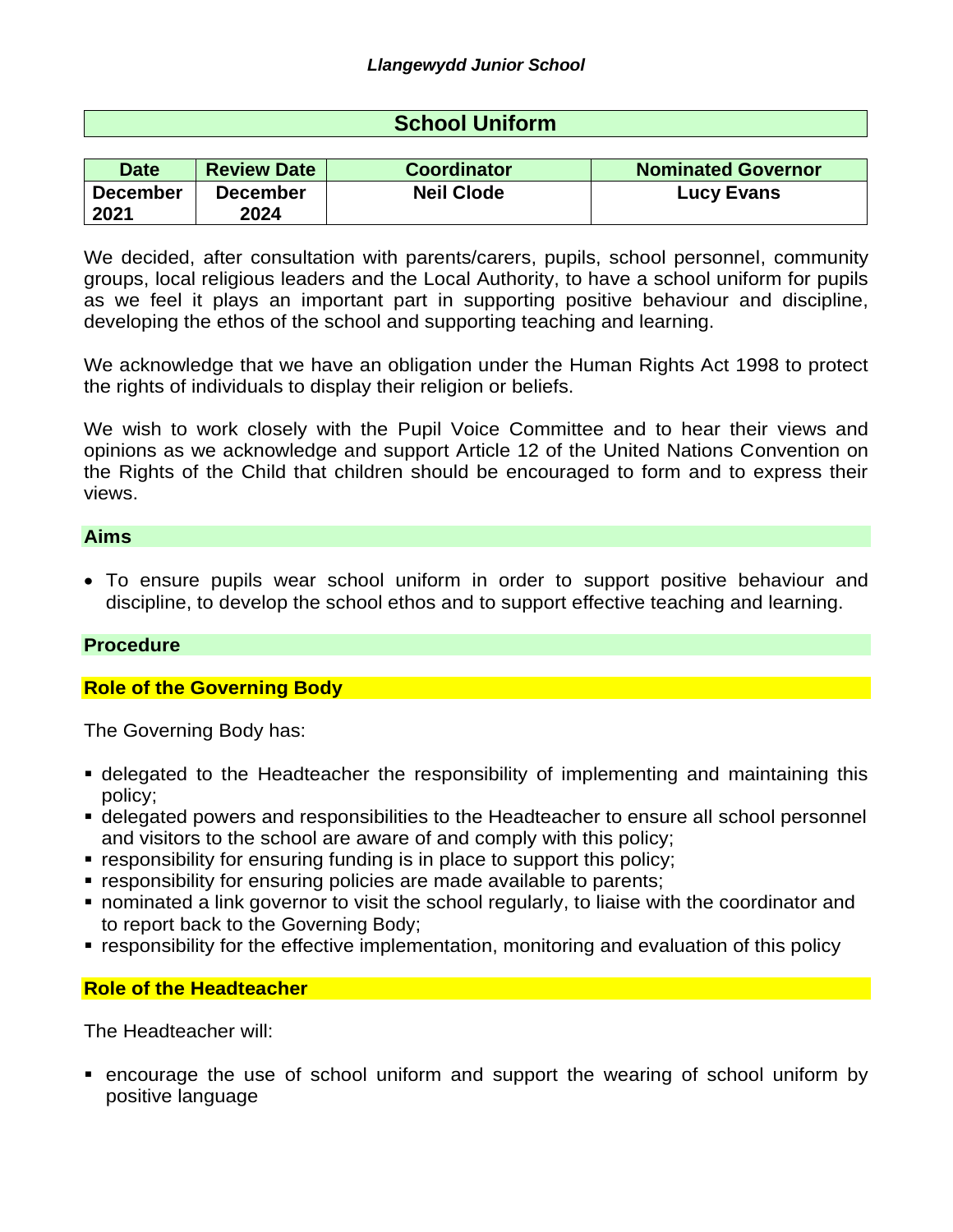*Llangewydd Junior School*

# School Uniform

| Date | Review Date | Coordinator | Nominated Governor |
|---|---|---|---|
| December 2021 | December 2024 | Neil Clode | Lucy Evans |

We decided, after consultation with parents/carers, pupils, school personnel, community groups, local religious leaders and the Local Authority, to have a school uniform for pupils as we feel it plays an important part in supporting positive behaviour and discipline, developing the ethos of the school and supporting teaching and learning.

We acknowledge that we have an obligation under the Human Rights Act 1998 to protect the rights of individuals to display their religion or beliefs.

We wish to work closely with the Pupil Voice Committee and to hear their views and opinions as we acknowledge and support Article 12 of the United Nations Convention on the Rights of the Child that children should be encouraged to form and to express their views.

## Aims

- To ensure pupils wear school uniform in order to support positive behaviour and discipline, to develop the school ethos and to support effective teaching and learning.

## Procedure

### Role of the Governing Body

The Governing Body has:

- delegated to the Headteacher the responsibility of implementing and maintaining this policy;
- delegated powers and responsibilities to the Headteacher to ensure all school personnel and visitors to the school are aware of and comply with this policy;
- responsibility for ensuring funding is in place to support this policy;
- responsibility for ensuring policies are made available to parents;
- nominated a link governor to visit the school regularly, to liaise with the coordinator and to report back to the Governing Body;
- responsibility for the effective implementation, monitoring and evaluation of this policy

### Role of the Headteacher

The Headteacher will:

- encourage the use of school uniform and support the wearing of school uniform by positive language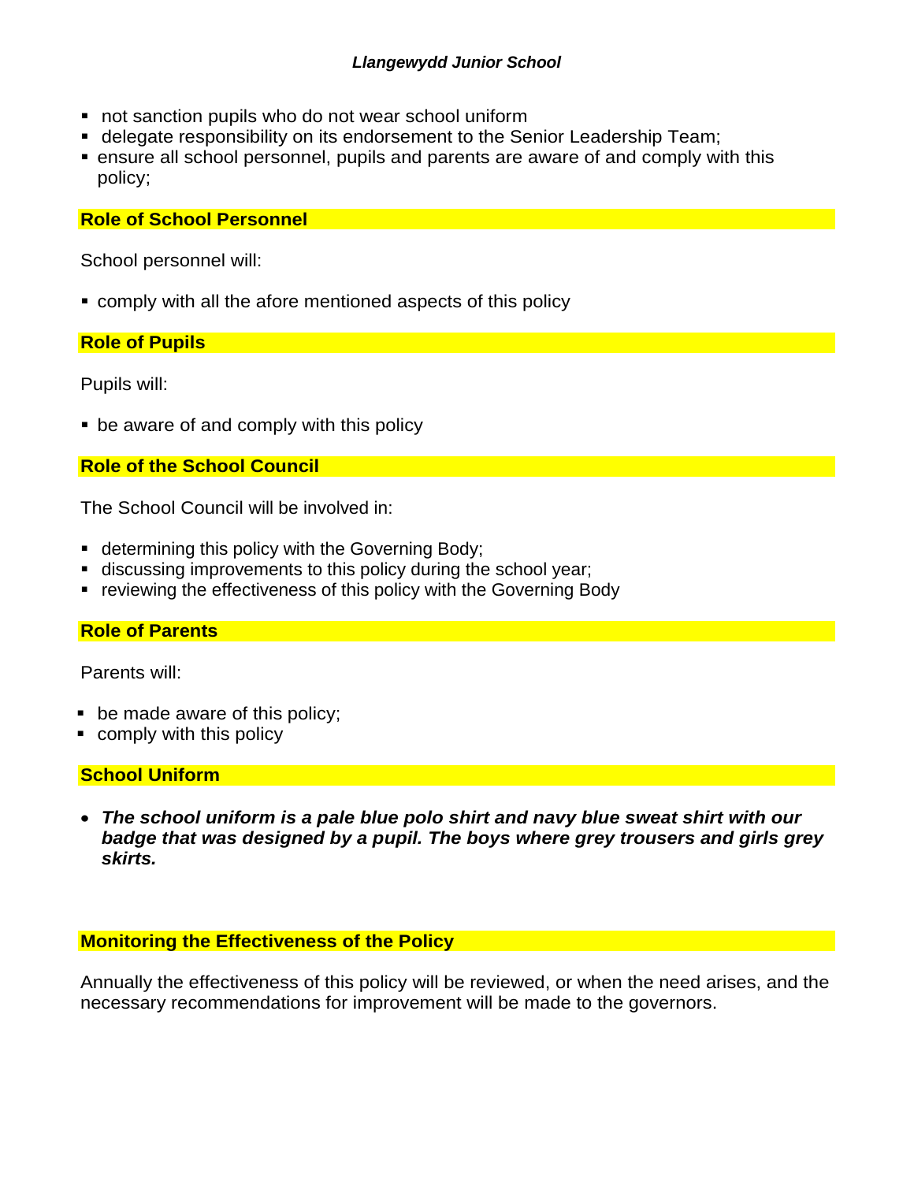- not sanction pupils who do not wear school uniform
- delegate responsibility on its endorsement to the Senior Leadership Team;
- ensure all school personnel, pupils and parents are aware of and comply with this policy;

## Role of School Personnel

School personnel will:

- comply with all the afore mentioned aspects of this policy

## Role of Pupils

Pupils will:

- be aware of and comply with this policy

## Role of the School Council

The School Council will be involved in:

- determining this policy with the Governing Body;
- discussing improvements to this policy during the school year;
- reviewing the effectiveness of this policy with the Governing Body

## Role of Parents

Parents will:

- be made aware of this policy;
- comply with this policy

## School Uniform

- ***The school uniform is a pale blue polo shirt and navy blue sweat shirt with our badge that was designed by a pupil. The boys where grey trousers and girls grey skirts.***

## Monitoring the Effectiveness of the Policy

Annually the effectiveness of this policy will be reviewed, or when the need arises, and the necessary recommendations for improvement will be made to the governors.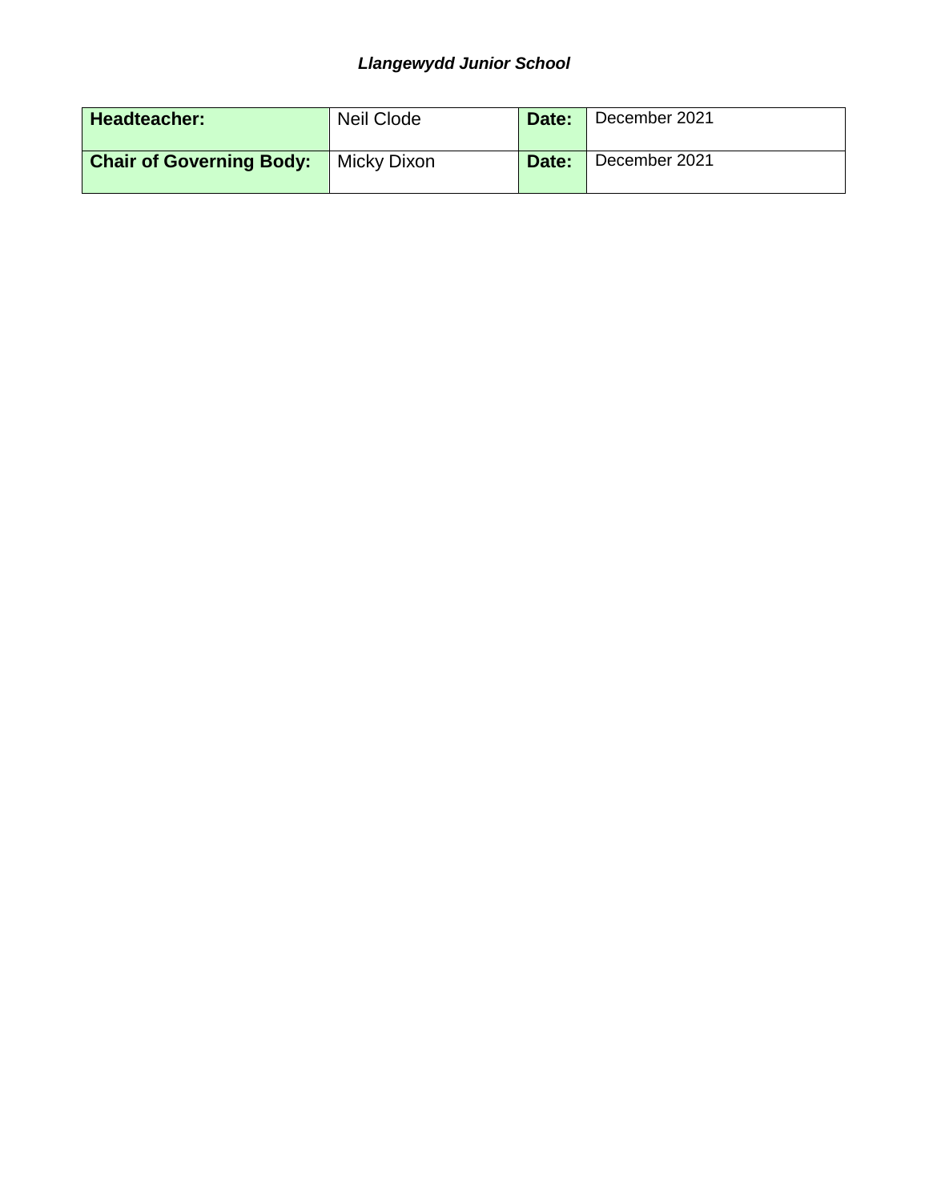*Llangewydd Junior School*

| | | | |
|---|---|---|---|
| **Headteacher:** | Neil Clode | **Date:** | December 2021 |
| **Chair of Governing Body:** | Micky Dixon | **Date:** | December 2021 |